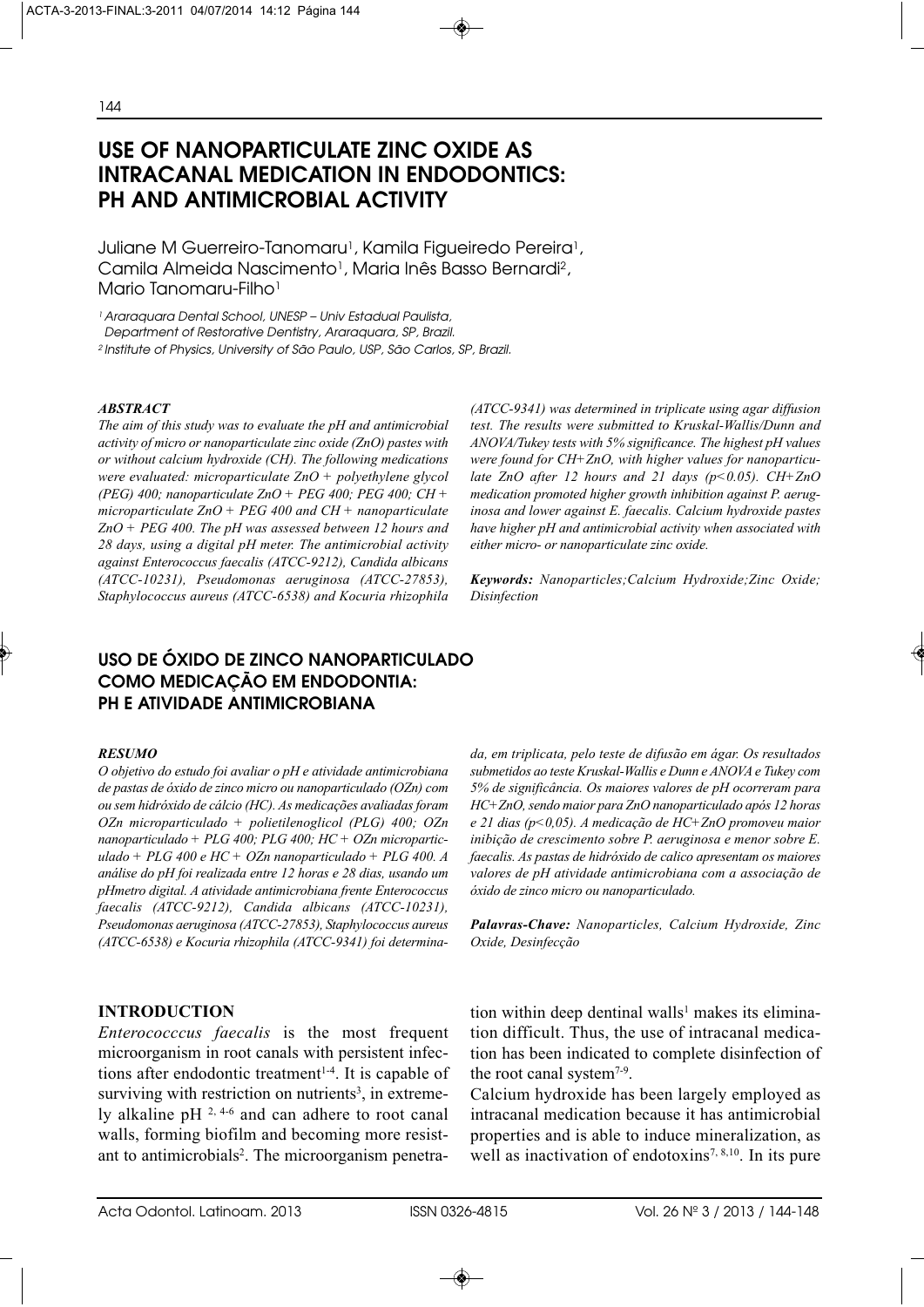# USE OF NANOPARTICULATE ZINC OXIDE AS INTRACANAL MEDICATION IN ENDODONTICS: PH AND ANTIMICROBIAL ACTIVITY

Juliane M Guerreiro-Tanomaru[1], Kamila Figueiredo Pereira[1], Camila Almeida Nascimento[1], Maria Inês Basso Bernardi[2], Mario Tanomaru-Filho[1]

*[1] Araraquara Dental School, UNESP – Univ Estadual Paulista, Department of Restorative Dentistry, Araraquara, SP, Brazil.*
*[2] Institute of Physics, University of São Paulo, USP, São Carlos, SP, Brazil.*

### ABSTRACT

*The aim of this study was to evaluate the pH and antimicrobial activity of micro or nanoparticulate zinc oxide (ZnO) pastes with or without calcium hydroxide (CH). The following medications were evaluated: microparticulate ZnO + polyethylene glycol (PEG) 400; nanoparticulate ZnO + PEG 400; PEG 400; CH + microparticulate ZnO + PEG 400 and CH + nanoparticulate ZnO + PEG 400. The pH was assessed between 12 hours and 28 days, using a digital pH meter. The antimicrobial activity against Enterococcus faecalis (ATCC-9212), Candida albicans (ATCC-10231), Pseudomonas aeruginosa (ATCC-27853), Staphylococcus aureus (ATCC-6538) and Kocuria rhizophila (ATCC-9341) was determined in triplicate using agar diffusion test. The results were submitted to Kruskal-Wallis/Dunn and ANOVA/Tukey tests with 5% significance. The highest pH values were found for CH+ZnO, with higher values for nanoparticulate ZnO after 12 hours and 21 days ($p<0.05$). CH+ZnO medication promoted higher growth inhibition against P. aeruginosa and lower against E. faecalis. Calcium hydroxide pastes have higher pH and antimicrobial activity when associated with either micro- or nanoparticulate zinc oxide.*

***Keywords:** Nanoparticles;Calcium Hydroxide;Zinc Oxide; Disinfection*

# USO DE ÓXIDO DE ZINCO NANOPARTICULADO COMO MEDICAÇÃO EM ENDODONTIA: PH E ATIVIDADE ANTIMICROBIANA

### RESUMO

*O objetivo do estudo foi avaliar o pH e atividade antimicrobiana de pastas de óxido de zinco micro ou nanoparticulado (OZn) com ou sem hidróxido de cálcio (HC). As medicações avaliadas foram OZn microparticulado + polietilenoglicol (PLG) 400; OZn nanoparticulado + PLG 400; PLG 400; HC + OZn microparticulado + PLG 400 e HC + OZn nanoparticulado + PLG 400. A análise do pH foi realizada entre 12 horas e 28 dias, usando um pHmetro digital. A atividade antimicrobiana frente Enterococcus faecalis (ATCC-9212), Candida albicans (ATCC-10231), Pseudomonas aeruginosa (ATCC-27853), Staphylococcus aureus (ATCC-6538) e Kocuria rhizophila (ATCC-9341) foi determinada, em triplicata, pelo teste de difusão em ágar. Os resultados submetidos ao teste Kruskal-Wallis e Dunn e ANOVA e Tukey com 5% de significância. Os maiores valores de pH ocorreram para HC+ZnO, sendo maior para ZnO nanoparticulado após 12 horas e 21 dias ($p<0,05$). A medicação de HC+ZnO promoveu maior inibição de crescimento sobre P. aeruginosa e menor sobre E. faecalis. As pastas de hidróxido de calico apresentam os maiores valores de pH atividade antimicrobiana com a associação de óxido de zinco micro ou nanoparticulado.*

***Palavras-Chave:** Nanoparticles, Calcium Hydroxide, Zinc Oxide, Desinfecção*

### INTRODUCTION

*Enterococccus faecalis* is the most frequent microorganism in root canals with persistent infections after endodontic treatment[1-4]. It is capable of surviving with restriction on nutrients[3], in extremely alkaline pH [2, 4-6] and can adhere to root canal walls, forming biofilm and becoming more resistant to antimicrobials[2]. The microorganism penetration within deep dentinal walls[1] makes its elimination difficult. Thus, the use of intracanal medication has been indicated to complete disinfection of the root canal system[7-9].

Calcium hydroxide has been largely employed as intracanal medication because it has antimicrobial properties and is able to induce mineralization, as well as inactivation of endotoxins[7, 8,10]. In its pure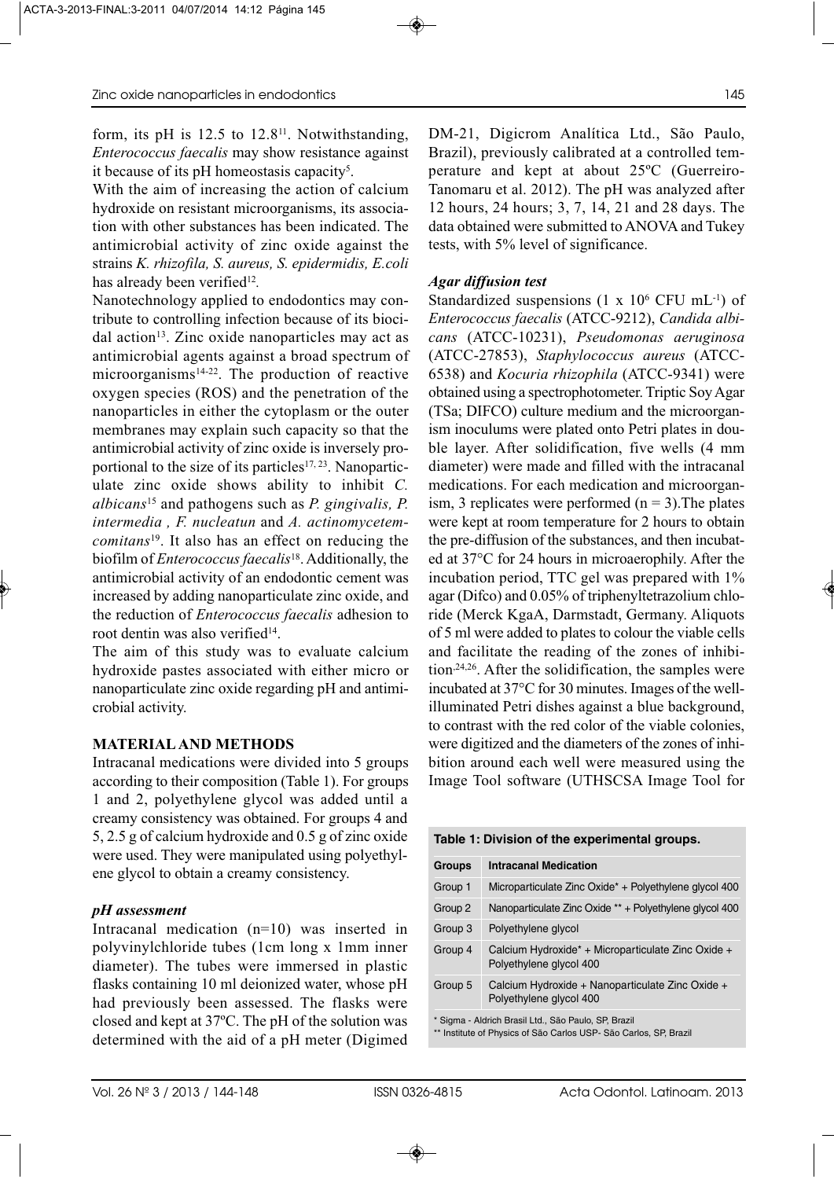form, its pH is 12.5 to 12.8[11]. Notwithstanding, *Enterococcus faecalis* may show resistance against it because of its pH homeostasis capacity[5].

With the aim of increasing the action of calcium hydroxide on resistant microorganisms, its association with other substances has been indicated. The antimicrobial activity of zinc oxide against the strains *K. rhizofila, S. aureus, S. epidermidis, E.coli* has already been verified[12].

Nanotechnology applied to endodontics may contribute to controlling infection because of its biocidal action[13]. Zinc oxide nanoparticles may act as antimicrobial agents against a broad spectrum of microorganisms[14-22]. The production of reactive oxygen species (ROS) and the penetration of the nanoparticles in either the cytoplasm or the outer membranes may explain such capacity so that the antimicrobial activity of zinc oxide is inversely proportional to the size of its particles[17, 23]. Nanoparticulate zinc oxide shows ability to inhibit *C. albicans*[15] and pathogens such as *P. gingivalis, P. intermedia , F. nucleatun* and *A. actinomycetemcomitans*[19]. It also has an effect on reducing the biofilm of *Enterococcus faecalis*[18]. Additionally, the antimicrobial activity of an endodontic cement was increased by adding nanoparticulate zinc oxide, and the reduction of *Enterococcus faecalis* adhesion to root dentin was also verified[14].

The aim of this study was to evaluate calcium hydroxide pastes associated with either micro or nanoparticulate zinc oxide regarding pH and antimicrobial activity.

## MATERIAL AND METHODS

Intracanal medications were divided into 5 groups according to their composition (Table 1). For groups 1 and 2, polyethylene glycol was added until a creamy consistency was obtained. For groups 4 and 5, 2.5 g of calcium hydroxide and 0.5 g of zinc oxide were used. They were manipulated using polyethylene glycol to obtain a creamy consistency.

### *pH assessment*

Intracanal medication (n=10) was inserted in polyvinylchloride tubes (1cm long x 1mm inner diameter). The tubes were immersed in plastic flasks containing 10 ml deionized water, whose pH had previously been assessed. The flasks were closed and kept at 37ºC. The pH of the solution was determined with the aid of a pH meter (Digimed DM-21, Digicrom Analítica Ltd., São Paulo, Brazil), previously calibrated at a controlled temperature and kept at about 25ºC (Guerreiro-Tanomaru et al. 2012). The pH was analyzed after 12 hours, 24 hours; 3, 7, 14, 21 and 28 days. The data obtained were submitted to ANOVA and Tukey tests, with 5% level of significance.

### *Agar diffusion test*

Standardized suspensions ($1 \times 10^6$ CFU $mL^{-1}$) of *Enterococcus faecalis* (ATCC-9212), *Candida albicans* (ATCC-10231), *Pseudomonas aeruginosa* (ATCC-27853), *Staphylococcus aureus* (ATCC-6538) and *Kocuria rhizophila* (ATCC-9341) were obtained using a spectrophotometer. Triptic Soy Agar (TSa; DIFCO) culture medium and the microorganism inoculums were plated onto Petri plates in double layer. After solidification, five wells (4 mm diameter) were made and filled with the intracanal medications. For each medication and microorganism, 3 replicates were performed (n = 3).The plates were kept at room temperature for 2 hours to obtain the pre-diffusion of the substances, and then incubated at 37°C for 24 hours in microaerophily. After the incubation period, TTC gel was prepared with 1% agar (Difco) and 0.05% of triphenyltetrazolium chloride (Merck KgaA, Darmstadt, Germany. Aliquots of 5 ml were added to plates to colour the viable cells and facilitate the reading of the zones of inhibition[24,26]. After the solidification, the samples were incubated at 37°C for 30 minutes. Images of the well-illuminated Petri dishes against a blue background, to contrast with the red color of the viable colonies, were digitized and the diameters of the zones of inhibition around each well were measured using the Image Tool software (UTHSCSA Image Tool for

**Table 1: Division of the experimental groups.**

| Groups | Intracanal Medication |
|---|---|
| Group 1 | Microparticulate Zinc Oxide* + Polyethylene glycol 400 |
| Group 2 | Nanoparticulate Zinc Oxide ** + Polyethylene glycol 400 |
| Group 3 | Polyethylene glycol |
| Group 4 | Calcium Hydroxide* + Microparticulate Zinc Oxide + Polyethylene glycol 400 |
| Group 5 | Calcium Hydroxide + Nanoparticulate Zinc Oxide + Polyethylene glycol 400 |

\* Sigma - Aldrich Brasil Ltd., São Paulo, SP, Brazil
\** Institute of Physics of São Carlos USP- São Carlos, SP, Brazil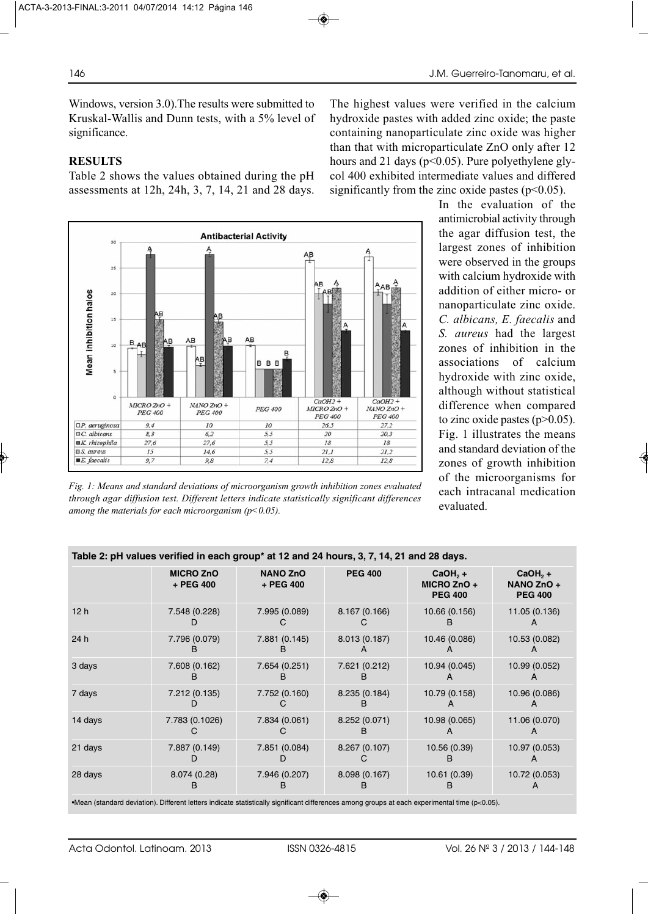Windows, version 3.0).The results were submitted to Kruskal-Wallis and Dunn tests, with a 5% level of significance.

## RESULTS

Table 2 shows the values obtained during the pH assessments at 12h, 24h, 3, 7, 14, 21 and 28 days. The highest values were verified in the calcium hydroxide pastes with added zinc oxide; the paste containing nanoparticulate zinc oxide was higher than that with microparticulate ZnO only after 12 hours and 21 days ($p<0.05$). Pure polyethylene glycol 400 exhibited intermediate values and differed significantly from the zinc oxide pastes ($p<0.05$).

In the evaluation of the antimicrobial activity through the agar diffusion test, the largest zones of inhibition were observed in the groups with calcium hydroxide with addition of either micro- or nanoparticulate zinc oxide. *C. albicans, E. faecalis* and *S. aureus* had the largest zones of inhibition in the associations of calcium hydroxide with zinc oxide, although without statistical difference when compared to zinc oxide pastes ($p>0.05$). Fig. 1 illustrates the means and standard deviation of the zones of growth inhibition of the microorganisms for each intracanal medication evaluated.

| | MICRO ZnO + PEG 400 | NANO ZnO + PEG 400 | PEG 400 | CaOH2 + MICRO ZnO + PEG 400 | CaOH2 + NANO ZnO + PEG 400 |
|---|---|---|---|---|---|
| *P. aeruginosa* | 9,4 | 10 | 10 | 26,5 | 27,2 |
| *C. albicans* | 8,3 | 6,2 | 5,5 | 20 | 20,3 |
| *K. rhizophila* | 27,6 | 27,6 | 5,5 | 18 | 18 |
| *S. aureus* | 15 | 14,6 | 5,5 | 21,1 | 21,2 |
| *E. faecalis* | 9,7 | 9,8 | 7,4 | 12,8 | 12,8 |

*Fig. 1: Means and standard deviations of microorganism growth inhibition zones evaluated through agar diffusion test. Different letters indicate statistically significant differences among the materials for each microorganism ($p<0.05$).*

**Table 2: pH values verified in each group\* at 12 and 24 hours, 3, 7, 14, 21 and 28 days.**

| | MICRO ZnO + PEG 400 | NANO ZnO + PEG 400 | PEG 400 | $CaOH_2$ + MICRO ZnO + PEG 400 | $CaOH_2$ + NANO ZnO + PEG 400 |
|---|---|---|---|---|---|
| 12 h | 7.548 (0.228) D | 7.995 (0.089) C | 8.167 (0.166) C | 10.66 (0.156) B | 11.05 (0.136) A |
| 24 h | 7.796 (0.079) B | 7.881 (0.145) B | 8.013 (0.187) A | 10.46 (0.086) A | 10.53 (0.082) A |
| 3 days | 7.608 (0.162) B | 7.654 (0.251) B | 7.621 (0.212) B | 10.94 (0.045) A | 10.99 (0.052) A |
| 7 days | 7.212 (0.135) D | 7.752 (0.160) C | 8.235 (0.184) B | 10.79 (0.158) A | 10.96 (0.086) A |
| 14 days | 7.783 (0.1026) C | 7.834 (0.061) C | 8.252 (0.071) B | 10.98 (0.065) A | 11.06 (0.070) A |
| 21 days | 7.887 (0.149) D | 7.851 (0.084) D | 8.267 (0.107) C | 10.56 (0.39) B | 10.97 (0.053) A |
| 28 days | 8.074 (0.28) B | 7.946 (0.207) B | 8.098 (0.167) B | 10.61 (0.39) B | 10.72 (0.053) A |

\*Mean (standard deviation). Different letters indicate statistically significant differences among groups at each experimental time ($p<0.05$).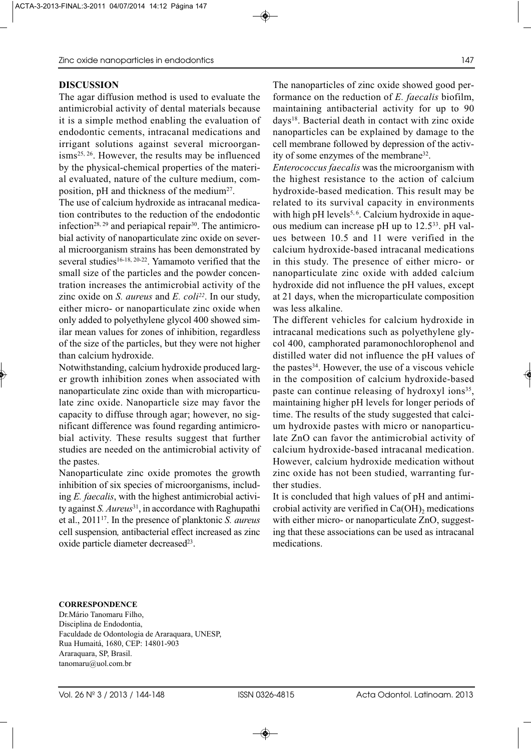## DISCUSSION

The agar diffusion method is used to evaluate the antimicrobial activity of dental materials because it is a simple method enabling the evaluation of endodontic cements, intracanal medications and irrigant solutions against several microorganisms[25, 26]. However, the results may be influenced by the physical-chemical properties of the material evaluated, nature of the culture medium, composition, pH and thickness of the medium[27].

The use of calcium hydroxide as intracanal medication contributes to the reduction of the endodontic infection[28, 29] and periapical repair[30]. The antimicrobial activity of nanoparticulate zinc oxide on several microorganism strains has been demonstrated by several studies[16-18, 20-22]. Yamamoto verified that the small size of the particles and the powder concentration increases the antimicrobial activity of the zinc oxide on *S. aureus* and *E. coli*[22]. In our study, either micro- or nanoparticulate zinc oxide when only added to polyethylene glycol 400 showed similar mean values for zones of inhibition, regardless of the size of the particles, but they were not higher than calcium hydroxide.

Notwithstanding, calcium hydroxide produced larger growth inhibition zones when associated with nanoparticulate zinc oxide than with microparticulate zinc oxide. Nanoparticle size may favor the capacity to diffuse through agar; however, no significant difference was found regarding antimicrobial activity. These results suggest that further studies are needed on the antimicrobial activity of the pastes.

Nanoparticulate zinc oxide promotes the growth inhibition of six species of microorganisms, including *E. faecalis*, with the highest antimicrobial activity against *S. Aureus*[31], in accordance with Raghupathi et al., 2011[17]. In the presence of planktonic *S. aureus* cell suspension, antibacterial effect increased as zinc oxide particle diameter decreased[23].

The nanoparticles of zinc oxide showed good performance on the reduction of *E. faecalis* biofilm, maintaining antibacterial activity for up to 90 days[18]. Bacterial death in contact with zinc oxide nanoparticles can be explained by damage to the cell membrane followed by depression of the activity of some enzymes of the membrane[32].

*Enterococcus faecalis* was the microorganism with the highest resistance to the action of calcium hydroxide-based medication. This result may be related to its survival capacity in environments with high pH levels[5, 6]. Calcium hydroxide in aqueous medium can increase pH up to 12.5[33]. pH values between 10.5 and 11 were verified in the calcium hydroxide-based intracanal medications in this study. The presence of either micro- or nanoparticulate zinc oxide with added calcium hydroxide did not influence the pH values, except at 21 days, when the microparticulate composition was less alkaline.

The different vehicles for calcium hydroxide in intracanal medications such as polyethylene glycol 400, camphorated paramonochlorophenol and distilled water did not influence the pH values of the pastes[34]. However, the use of a viscous vehicle in the composition of calcium hydroxide-based paste can continue releasing of hydroxyl ions[35], maintaining higher pH levels for longer periods of time. The results of the study suggested that calcium hydroxide pastes with micro or nanoparticulate ZnO can favor the antimicrobial activity of calcium hydroxide-based intracanal medication. However, calcium hydroxide medication without zinc oxide has not been studied, warranting further studies.

It is concluded that high values of pH and antimicrobial activity are verified in $Ca(OH)_2$ medications with either micro- or nanoparticulate ZnO, suggesting that these associations can be used as intracanal medications.

**CORRESPONDENCE**

Dr.Mário Tanomaru Filho,
Disciplina de Endodontia,
Faculdade de Odontologia de Araraquara, UNESP,
Rua Humaitá, 1680, CEP: 14801-903
Araraquara, SP, Brasil.
tanomaru@uol.com.br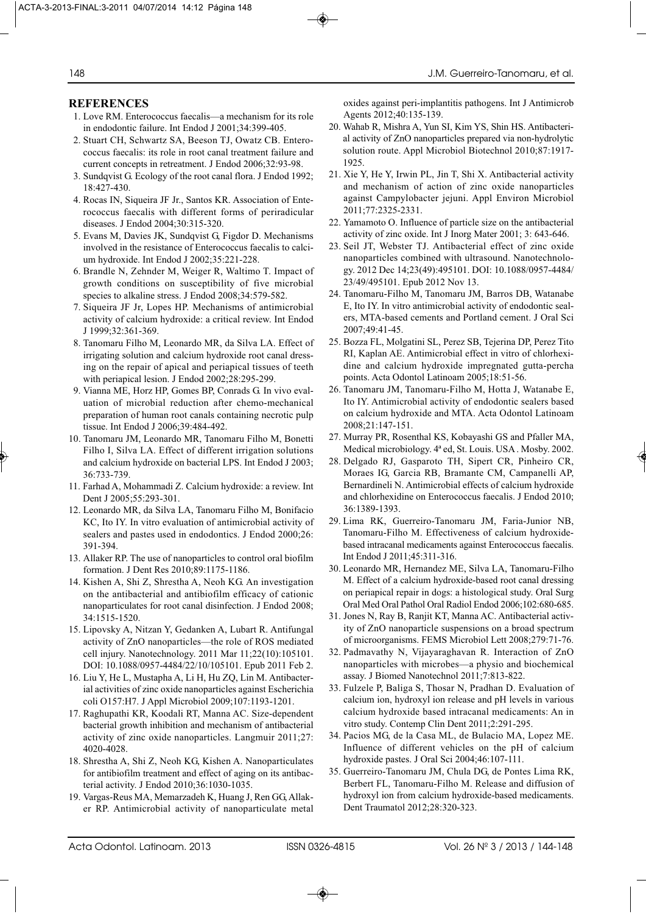## REFERENCES

1. Love RM. Enterococcus faecalis—a mechanism for its role in endodontic failure. Int Endod J 2001;34:399-405.
2. Stuart CH, Schwartz SA, Beeson TJ, Owatz CB. Enterococcus faecalis: its role in root canal treatment failure and current concepts in retreatment. J Endod 2006;32:93-98.
3. Sundqvist G. Ecology of the root canal flora. J Endod 1992; 18:427-430.
4. Rocas IN, Siqueira JF Jr., Santos KR. Association of Enterococcus faecalis with different forms of periradicular diseases. J Endod 2004;30:315-320.
5. Evans M, Davies JK, Sundqvist G, Figdor D. Mechanisms involved in the resistance of Enterococcus faecalis to calcium hydroxide. Int Endod J 2002;35:221-228.
6. Brandle N, Zehnder M, Weiger R, Waltimo T. Impact of growth conditions on susceptibility of five microbial species to alkaline stress. J Endod 2008;34:579-582.
7. Siqueira JF Jr, Lopes HP. Mechanisms of antimicrobial activity of calcium hydroxide: a critical review. Int Endod J 1999;32:361-369.
8. Tanomaru Filho M, Leonardo MR, da Silva LA. Effect of irrigating solution and calcium hydroxide root canal dressing on the repair of apical and periapical tissues of teeth with periapical lesion. J Endod 2002;28:295-299.
9. Vianna ME, Horz HP, Gomes BP, Conrads G. In vivo evaluation of microbial reduction after chemo-mechanical preparation of human root canals containing necrotic pulp tissue. Int Endod J 2006;39:484-492.
10. Tanomaru JM, Leonardo MR, Tanomaru Filho M, Bonetti Filho I, Silva LA. Effect of different irrigation solutions and calcium hydroxide on bacterial LPS. Int Endod J 2003; 36:733-739.
11. Farhad A, Mohammadi Z. Calcium hydroxide: a review. Int Dent J 2005;55:293-301.
12. Leonardo MR, da Silva LA, Tanomaru Filho M, Bonifacio KC, Ito IY. In vitro evaluation of antimicrobial activity of sealers and pastes used in endodontics. J Endod 2000;26: 391-394.
13. Allaker RP. The use of nanoparticles to control oral biofilm formation. J Dent Res 2010;89:1175-1186.
14. Kishen A, Shi Z, Shrestha A, Neoh KG. An investigation on the antibacterial and antibiofilm efficacy of cationic nanoparticulates for root canal disinfection. J Endod 2008; 34:1515-1520.
15. Lipovsky A, Nitzan Y, Gedanken A, Lubart R. Antifungal activity of ZnO nanoparticles—the role of ROS mediated cell injury. Nanotechnology. 2011 Mar 11;22(10):105101. DOI: 10.1088/0957-4484/22/10/105101. Epub 2011 Feb 2.
16. Liu Y, He L, Mustapha A, Li H, Hu ZQ, Lin M. Antibacterial activities of zinc oxide nanoparticles against Escherichia coli O157:H7. J Appl Microbiol 2009;107:1193-1201.
17. Raghupathi KR, Koodali RT, Manna AC. Size-dependent bacterial growth inhibition and mechanism of antibacterial activity of zinc oxide nanoparticles. Langmuir 2011;27: 4020-4028.
18. Shrestha A, Shi Z, Neoh KG, Kishen A. Nanoparticulates for antibiofilm treatment and effect of aging on its antibacterial activity. J Endod 2010;36:1030-1035.
19. Vargas-Reus MA, Memarzadeh K, Huang J, Ren GG, Allaker RP. Antimicrobial activity of nanoparticulate metal oxides against peri-implantitis pathogens. Int J Antimicrob Agents 2012;40:135-139.
20. Wahab R, Mishra A, Yun SI, Kim YS, Shin HS. Antibacterial activity of ZnO nanoparticles prepared via non-hydrolytic solution route. Appl Microbiol Biotechnol 2010;87:1917-1925.
21. Xie Y, He Y, Irwin PL, Jin T, Shi X. Antibacterial activity and mechanism of action of zinc oxide nanoparticles against Campylobacter jejuni. Appl Environ Microbiol 2011;77:2325-2331.
22. Yamamoto O. Influence of particle size on the antibacterial activity of zinc oxide. Int J Inorg Mater 2001; 3: 643-646.
23. Seil JT, Webster TJ. Antibacterial effect of zinc oxide nanoparticles combined with ultrasound. Nanotechnology. 2012 Dec 14;23(49):495101. DOI: 10.1088/0957-4484/ 23/49/495101. Epub 2012 Nov 13.
24. Tanomaru-Filho M, Tanomaru JM, Barros DB, Watanabe E, Ito IY. In vitro antimicrobial activity of endodontic sealers, MTA-based cements and Portland cement. J Oral Sci 2007;49:41-45.
25. Bozza FL, Molgatini SL, Perez SB, Tejerina DP, Perez Tito RI, Kaplan AE. Antimicrobial effect in vitro of chlorhexidine and calcium hydroxide impregnated gutta-percha points. Acta Odontol Latinoam 2005;18:51-56.
26. Tanomaru JM, Tanomaru-Filho M, Hotta J, Watanabe E, Ito IY. Antimicrobial activity of endodontic sealers based on calcium hydroxide and MTA. Acta Odontol Latinoam 2008;21:147-151.
27. Murray PR, Rosenthal KS, Kobayashi GS and Pfaller MA, Medical microbiology. 4ª ed, St. Louis. USA . Mosby. 2002.
28. Delgado RJ, Gasparoto TH, Sipert CR, Pinheiro CR, Moraes IG, Garcia RB, Bramante CM, Campanelli AP, Bernardineli N. Antimicrobial effects of calcium hydroxide and chlorhexidine on Enterococcus faecalis. J Endod 2010; 36:1389-1393.
29. Lima RK, Guerreiro-Tanomaru JM, Faria-Junior NB, Tanomaru-Filho M. Effectiveness of calcium hydroxide-based intracanal medicaments against Enterococcus faecalis. Int Endod J 2011;45:311-316.
30. Leonardo MR, Hernandez ME, Silva LA, Tanomaru-Filho M. Effect of a calcium hydroxide-based root canal dressing on periapical repair in dogs: a histological study. Oral Surg Oral Med Oral Pathol Oral Radiol Endod 2006;102:680-685.
31. Jones N, Ray B, Ranjit KT, Manna AC. Antibacterial activity of ZnO nanoparticle suspensions on a broad spectrum of microorganisms. FEMS Microbiol Lett 2008;279:71-76.
32. Padmavathy N, Vijayaraghavan R. Interaction of ZnO nanoparticles with microbes—a physio and biochemical assay. J Biomed Nanotechnol 2011;7:813-822.
33. Fulzele P, Baliga S, Thosar N, Pradhan D. Evaluation of calcium ion, hydroxyl ion release and pH levels in various calcium hydroxide based intracanal medicaments: An in vitro study. Contemp Clin Dent 2011;2:291-295.
34. Pacios MG, de la Casa ML, de Bulacio MA, Lopez ME. Influence of different vehicles on the pH of calcium hydroxide pastes. J Oral Sci 2004;46:107-111.
35. Guerreiro-Tanomaru JM, Chula DG, de Pontes Lima RK, Berbert FL, Tanomaru-Filho M. Release and diffusion of hydroxyl ion from calcium hydroxide-based medicaments. Dent Traumatol 2012;28:320-323.